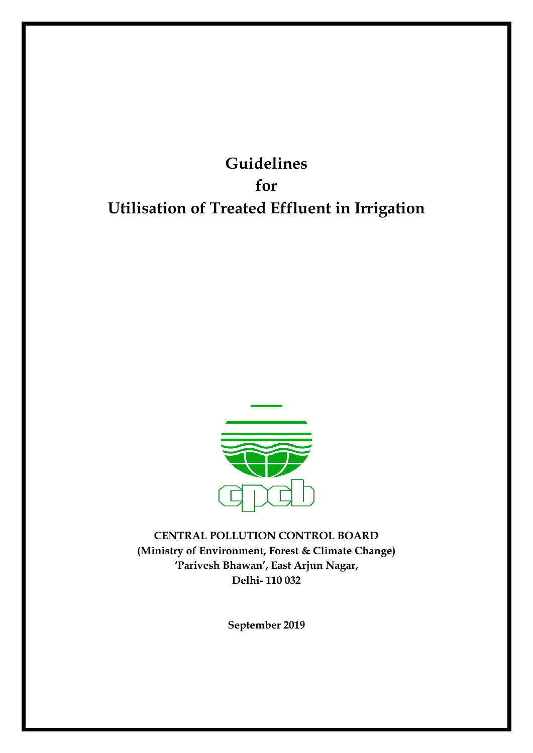# Guidelines for Utilisation of Treated Effluent in Irrigation

**CENTRAL POLLUTION CONTROL BOARD**
**(Ministry of Environment, Forest & Climate Change)**
**'Parivesh Bhawan', East Arjun Nagar,**
**Delhi- 110 032**

**September 2019**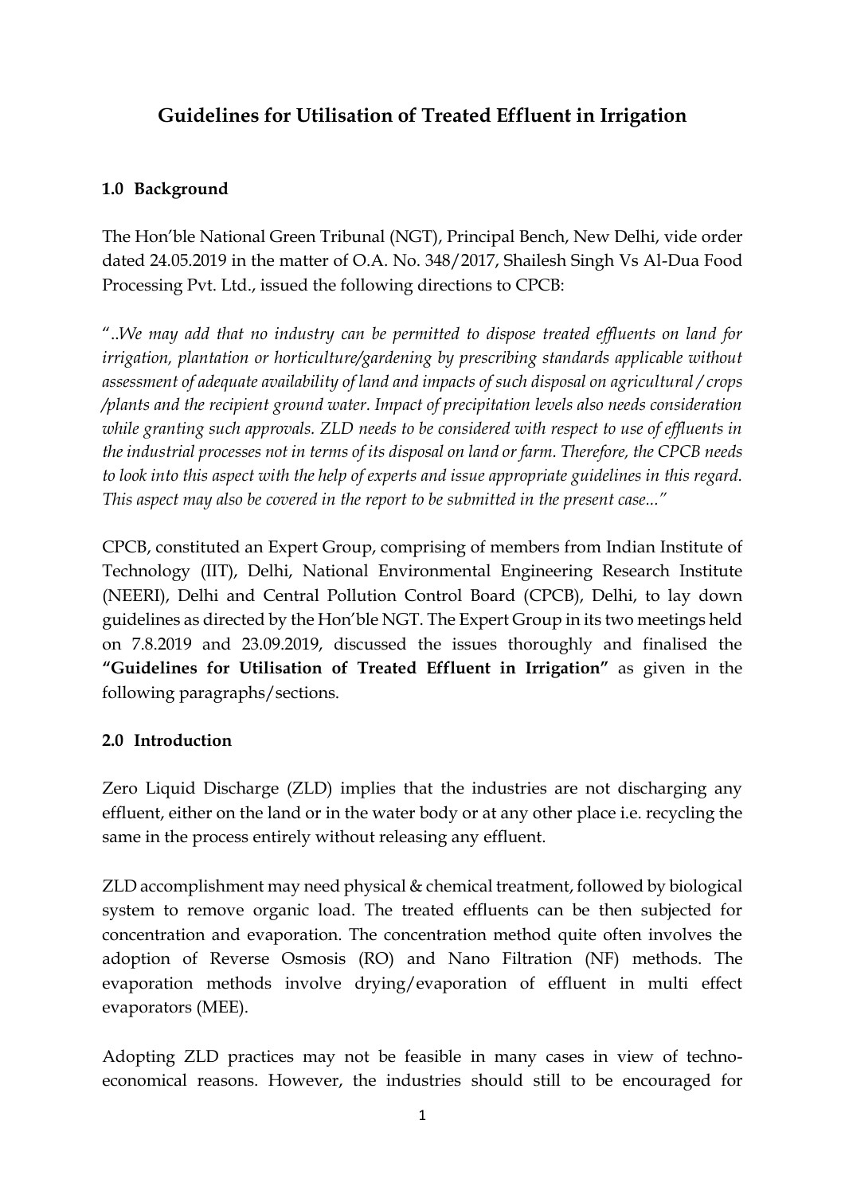# Guidelines for Utilisation of Treated Effluent in Irrigation

## 1.0 Background

The Hon'ble National Green Tribunal (NGT), Principal Bench, New Delhi, vide order dated 24.05.2019 in the matter of O.A. No. 348/2017, Shailesh Singh Vs Al-Dua Food Processing Pvt. Ltd., issued the following directions to CPCB:

"*..We may add that no industry can be permitted to dispose treated effluents on land for irrigation, plantation or horticulture/gardening by prescribing standards applicable without assessment of adequate availability of land and impacts of such disposal on agricultural / crops /plants and the recipient ground water. Impact of precipitation levels also needs consideration while granting such approvals. ZLD needs to be considered with respect to use of effluents in the industrial processes not in terms of its disposal on land or farm. Therefore, the CPCB needs to look into this aspect with the help of experts and issue appropriate guidelines in this regard. This aspect may also be covered in the report to be submitted in the present case...*"

CPCB, constituted an Expert Group, comprising of members from Indian Institute of Technology (IIT), Delhi, National Environmental Engineering Research Institute (NEERI), Delhi and Central Pollution Control Board (CPCB), Delhi, to lay down guidelines as directed by the Hon'ble NGT. The Expert Group in its two meetings held on 7.8.2019 and 23.09.2019, discussed the issues thoroughly and finalised the **"Guidelines for Utilisation of Treated Effluent in Irrigation"** as given in the following paragraphs/sections.

## 2.0 Introduction

Zero Liquid Discharge (ZLD) implies that the industries are not discharging any effluent, either on the land or in the water body or at any other place i.e. recycling the same in the process entirely without releasing any effluent.

ZLD accomplishment may need physical & chemical treatment, followed by biological system to remove organic load. The treated effluents can be then subjected for concentration and evaporation. The concentration method quite often involves the adoption of Reverse Osmosis (RO) and Nano Filtration (NF) methods. The evaporation methods involve drying/evaporation of effluent in multi effect evaporators (MEE).

Adopting ZLD practices may not be feasible in many cases in view of techno-economical reasons. However, the industries should still to be encouraged for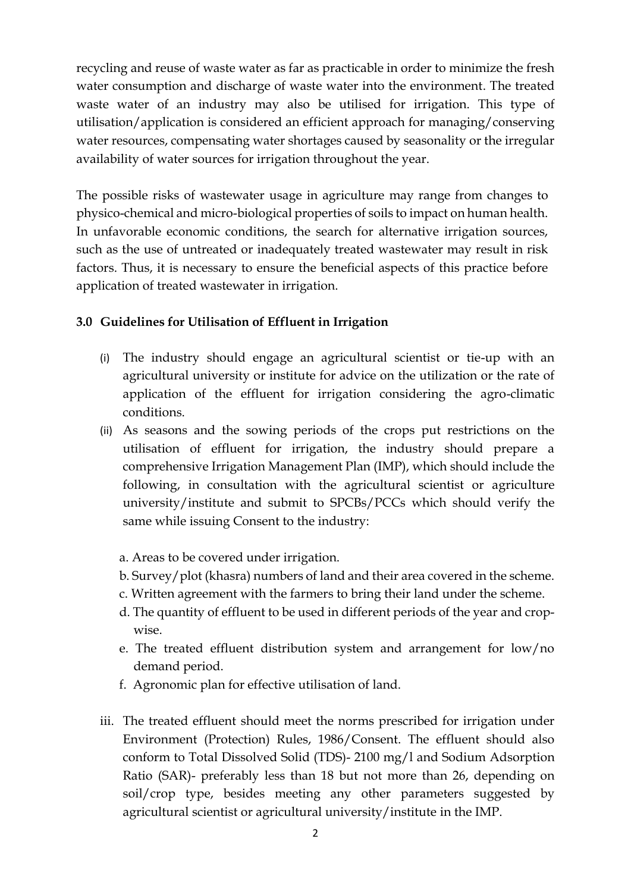recycling and reuse of waste water as far as practicable in order to minimize the fresh water consumption and discharge of waste water into the environment. The treated waste water of an industry may also be utilised for irrigation. This type of utilisation/application is considered an efficient approach for managing/conserving water resources, compensating water shortages caused by seasonality or the irregular availability of water sources for irrigation throughout the year.

The possible risks of wastewater usage in agriculture may range from changes to physico-chemical and micro-biological properties of soils to impact on human health. In unfavorable economic conditions, the search for alternative irrigation sources, such as the use of untreated or inadequately treated wastewater may result in risk factors. Thus, it is necessary to ensure the beneficial aspects of this practice before application of treated wastewater in irrigation.

### 3.0 Guidelines for Utilisation of Effluent in Irrigation

(i) The industry should engage an agricultural scientist or tie-up with an agricultural university or institute for advice on the utilization or the rate of application of the effluent for irrigation considering the agro-climatic conditions.

(ii) As seasons and the sowing periods of the crops put restrictions on the utilisation of effluent for irrigation, the industry should prepare a comprehensive Irrigation Management Plan (IMP), which should include the following, in consultation with the agricultural scientist or agriculture university/institute and submit to SPCBs/PCCs which should verify the same while issuing Consent to the industry:

   a. Areas to be covered under irrigation.
   b. Survey/plot (khasra) numbers of land and their area covered in the scheme.
   c. Written agreement with the farmers to bring their land under the scheme.
   d. The quantity of effluent to be used in different periods of the year and crop-wise.
   e. The treated effluent distribution system and arrangement for low/no demand period.
   f. Agronomic plan for effective utilisation of land.

iii. The treated effluent should meet the norms prescribed for irrigation under Environment (Protection) Rules, 1986/Consent. The effluent should also conform to Total Dissolved Solid (TDS)- 2100 mg/l and Sodium Adsorption Ratio (SAR)- preferably less than 18 but not more than 26, depending on soil/crop type, besides meeting any other parameters suggested by agricultural scientist or agricultural university/institute in the IMP.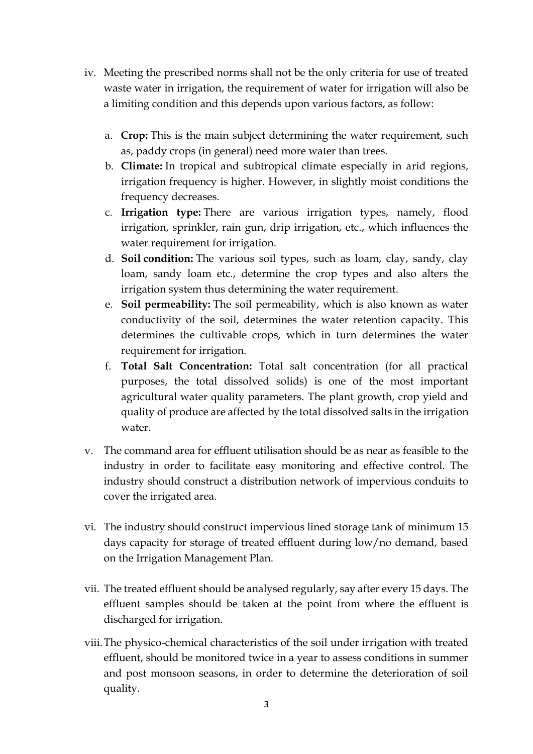iv. Meeting the prescribed norms shall not be the only criteria for use of treated waste water in irrigation, the requirement of water for irrigation will also be a limiting condition and this depends upon various factors, as follow:

   a. **Crop:** This is the main subject determining the water requirement, such as, paddy crops (in general) need more water than trees.
   b. **Climate:** In tropical and subtropical climate especially in arid regions, irrigation frequency is higher. However, in slightly moist conditions the frequency decreases.
   c. **Irrigation type:** There are various irrigation types, namely, flood irrigation, sprinkler, rain gun, drip irrigation, etc., which influences the water requirement for irrigation.
   d. **Soil condition:** The various soil types, such as loam, clay, sandy, clay loam, sandy loam etc., determine the crop types and also alters the irrigation system thus determining the water requirement.
   e. **Soil permeability:** The soil permeability, which is also known as water conductivity of the soil, determines the water retention capacity. This determines the cultivable crops, which in turn determines the water requirement for irrigation.
   f. **Total Salt Concentration:** Total salt concentration (for all practical purposes, the total dissolved solids) is one of the most important agricultural water quality parameters. The plant growth, crop yield and quality of produce are affected by the total dissolved salts in the irrigation water.

v. The command area for effluent utilisation should be as near as feasible to the industry in order to facilitate easy monitoring and effective control. The industry should construct a distribution network of impervious conduits to cover the irrigated area.

vi. The industry should construct impervious lined storage tank of minimum 15 days capacity for storage of treated effluent during low/no demand, based on the Irrigation Management Plan.

vii. The treated effluent should be analysed regularly, say after every 15 days. The effluent samples should be taken at the point from where the effluent is discharged for irrigation.

viii. The physico-chemical characteristics of the soil under irrigation with treated effluent, should be monitored twice in a year to assess conditions in summer and post monsoon seasons, in order to determine the deterioration of soil quality.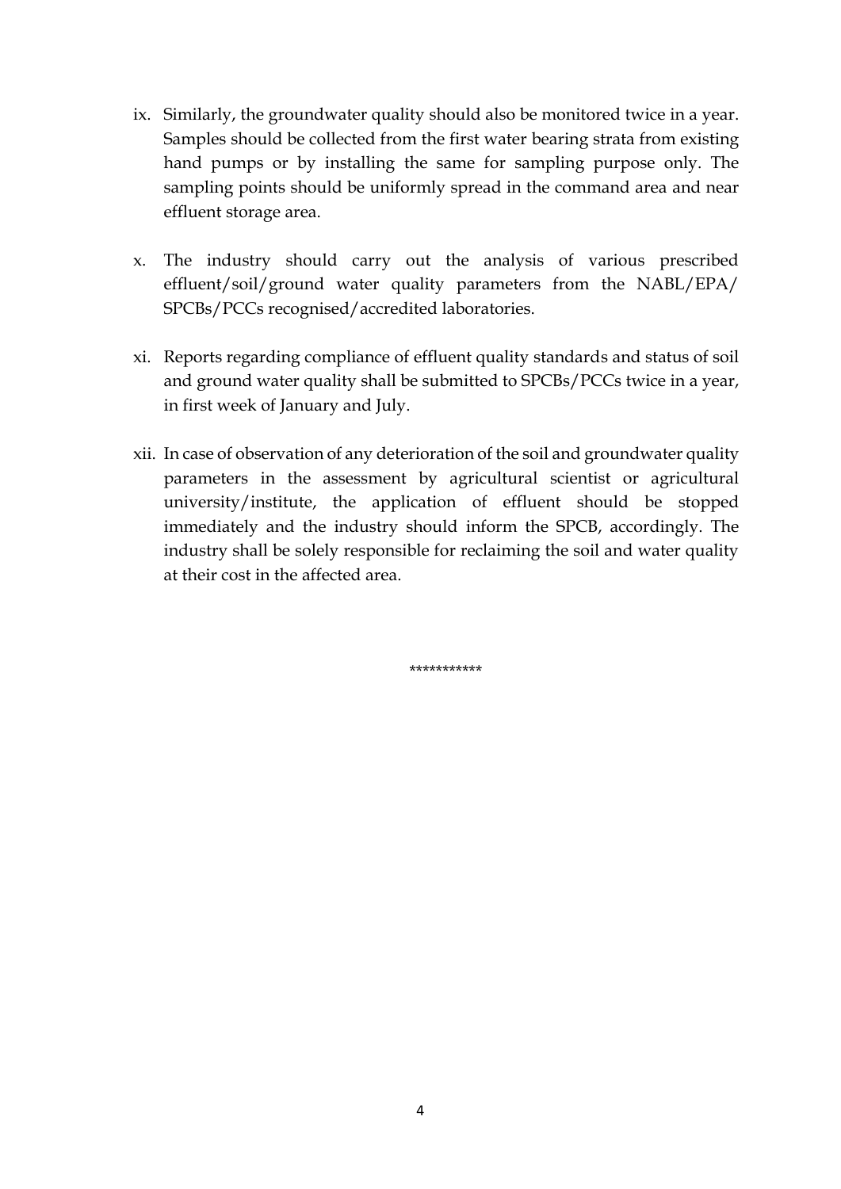ix. Similarly, the groundwater quality should also be monitored twice in a year. Samples should be collected from the first water bearing strata from existing hand pumps or by installing the same for sampling purpose only. The sampling points should be uniformly spread in the command area and near effluent storage area.

x. The industry should carry out the analysis of various prescribed effluent/soil/ground water quality parameters from the NABL/EPA/ SPCBs/PCCs recognised/accredited laboratories.

xi. Reports regarding compliance of effluent quality standards and status of soil and ground water quality shall be submitted to SPCBs/PCCs twice in a year, in first week of January and July.

xii. In case of observation of any deterioration of the soil and groundwater quality parameters in the assessment by agricultural scientist or agricultural university/institute, the application of effluent should be stopped immediately and the industry should inform the SPCB, accordingly. The industry shall be solely responsible for reclaiming the soil and water quality at their cost in the affected area.

***********